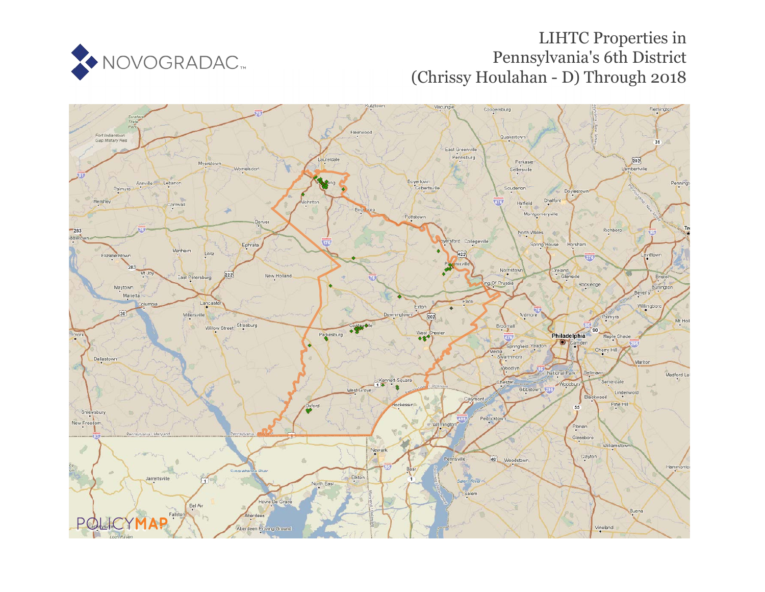NOVOGRADAC

# LIHTC Properties in Pennsylvania's 6th District (Chrissy Houlahan - D) Through 2018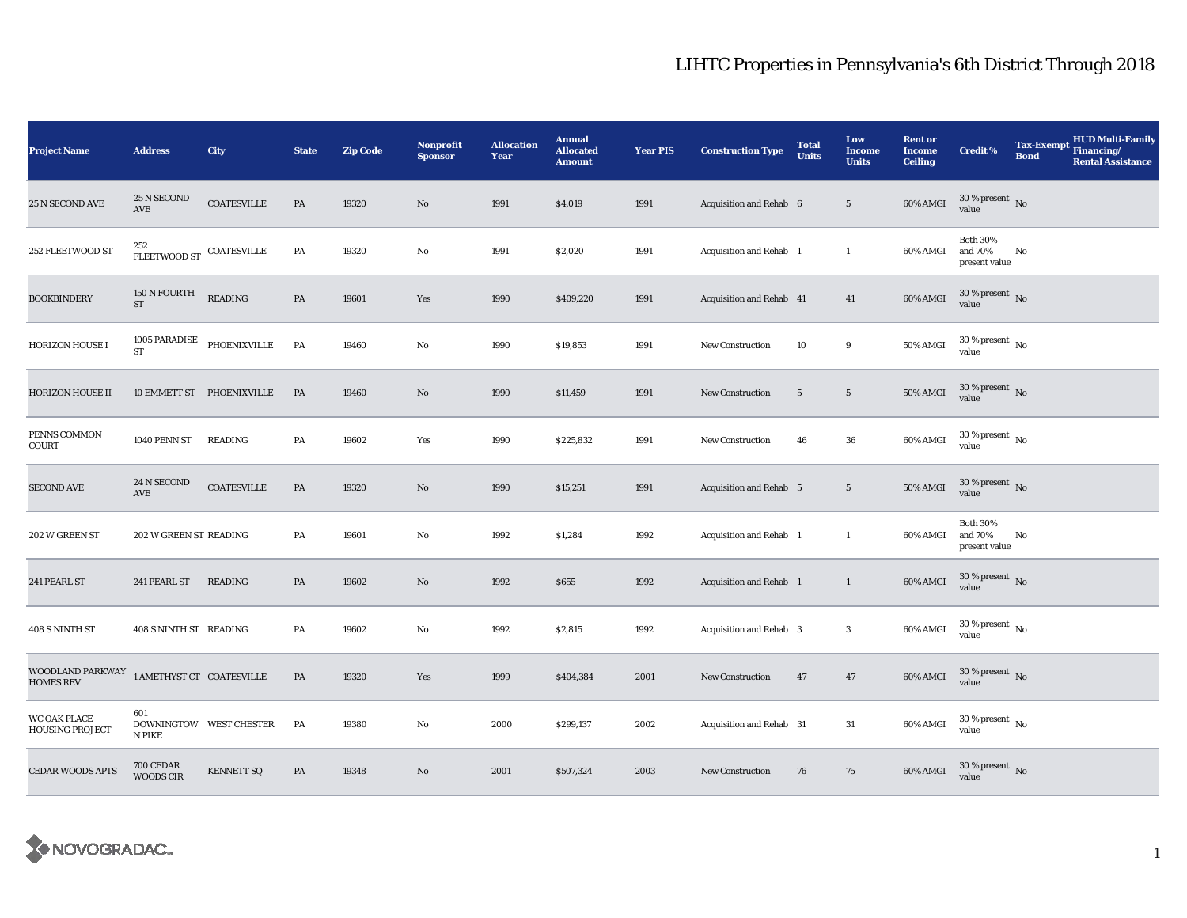# LIHTC Properties in Pennsylvania's 6th District Through 2018

| Project Name | Address | City | State | Zip Code | Nonprofit Sponsor | Allocation Year | Annual Allocated Amount | Year PIS | Construction Type | Total Units | Low Income Units | Rent or Income Ceiling | Credit % | Tax-Exempt Bond | HUD Multi-Family Financing/ Rental Assistance |
|---|---|---|---|---|---|---|---|---|---|---|---|---|---|---|---|
| 25 N SECOND AVE | 25 N SECOND AVE | COATESVILLE | PA | 19320 | No | 1991 | $4,019 | 1991 | Acquisition and Rehab | 6 | 5 | 60% AMGI | 30 % present value | No | |
| 252 FLEETWOOD ST | 252 FLEETWOOD ST | COATESVILLE | PA | 19320 | No | 1991 | $2,020 | 1991 | Acquisition and Rehab | 1 | 1 | 60% AMGI | Both 30% and 70% present value | No | |
| BOOKBINDERY | 150 N FOURTH ST | READING | PA | 19601 | Yes | 1990 | $409,220 | 1991 | Acquisition and Rehab | 41 | 41 | 60% AMGI | 30 % present value | No | |
| HORIZON HOUSE I | 1005 PARADISE ST | PHOENIXVILLE | PA | 19460 | No | 1990 | $19,853 | 1991 | New Construction | 10 | 9 | 50% AMGI | 30 % present value | No | |
| HORIZON HOUSE II | 10 EMMETT ST | PHOENIXVILLE | PA | 19460 | No | 1990 | $11,459 | 1991 | New Construction | 5 | 5 | 50% AMGI | 30 % present value | No | |
| PENNS COMMON COURT | 1040 PENN ST | READING | PA | 19602 | Yes | 1990 | $225,832 | 1991 | New Construction | 46 | 36 | 60% AMGI | 30 % present value | No | |
| SECOND AVE | 24 N SECOND AVE | COATESVILLE | PA | 19320 | No | 1990 | $15,251 | 1991 | Acquisition and Rehab | 5 | 5 | 50% AMGI | 30 % present value | No | |
| 202 W GREEN ST | 202 W GREEN ST | READING | PA | 19601 | No | 1992 | $1,284 | 1992 | Acquisition and Rehab | 1 | 1 | 60% AMGI | Both 30% and 70% present value | No | |
| 241 PEARL ST | 241 PEARL ST | READING | PA | 19602 | No | 1992 | $655 | 1992 | Acquisition and Rehab | 1 | 1 | 60% AMGI | 30 % present value | No | |
| 408 S NINTH ST | 408 S NINTH ST | READING | PA | 19602 | No | 1992 | $2,815 | 1992 | Acquisition and Rehab | 3 | 3 | 60% AMGI | 30 % present value | No | |
| WOODLAND PARKWAY HOMES REV | 1 AMETHYST CT | COATESVILLE | PA | 19320 | Yes | 1999 | $404,384 | 2001 | New Construction | 47 | 47 | 60% AMGI | 30 % present value | No | |
| WC OAK PLACE HOUSING PROJECT | 601 DOWNINGTOWN PIKE | WEST CHESTER | PA | 19380 | No | 2000 | $299,137 | 2002 | Acquisition and Rehab | 31 | 31 | 60% AMGI | 30 % present value | No | |
| CEDAR WOODS APTS | 700 CEDAR WOODS CIR | KENNETT SQ | PA | 19348 | No | 2001 | $507,324 | 2003 | New Construction | 76 | 75 | 60% AMGI | 30 % present value | No | |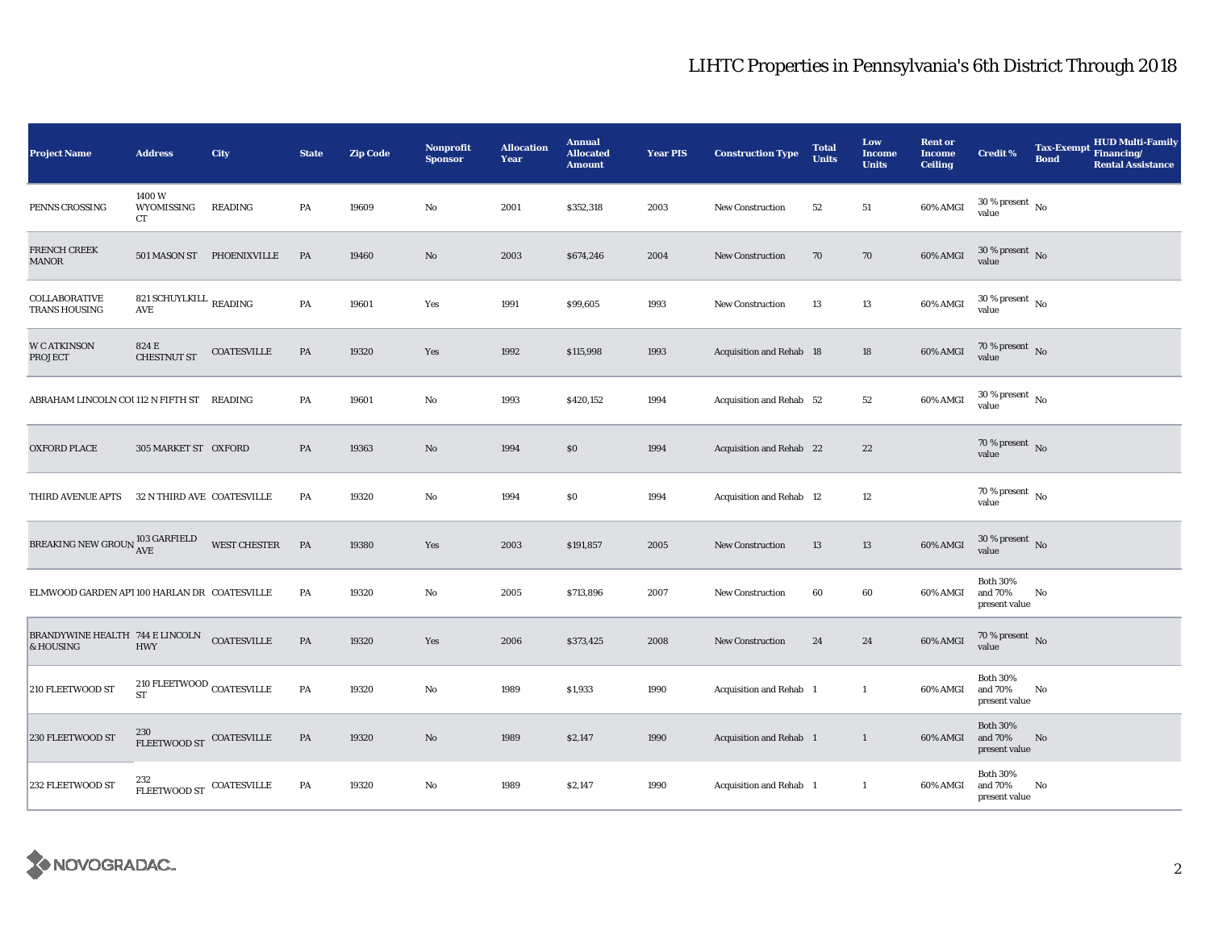# LIHTC Properties in Pennsylvania's 6th District Through 2018

| Project Name | Address | City | State | Zip Code | Nonprofit Sponsor | Allocation Year | Annual Allocated Amount | Year PIS | Construction Type | Total Units | Low Income Units | Rent or Income Ceiling | Credit % | Tax-Exempt Bond | HUD Multi-Family Financing/ Rental Assistance |
|---|---|---|---|---|---|---|---|---|---|---|---|---|---|---|---|
| PENNS CROSSING | 1400 W WYOMISSING CT | READING | PA | 19609 | No | 2001 | $352,318 | 2003 | New Construction | 52 | 51 | 60% AMGI | 30 % present value | No | |
| FRENCH CREEK MANOR | 501 MASON ST | PHOENIXVILLE | PA | 19460 | No | 2003 | $674,246 | 2004 | New Construction | 70 | 70 | 60% AMGI | 30 % present value | No | |
| COLLABORATIVE TRANS HOUSING | 821 SCHUYLKILL AVE | READING | PA | 19601 | Yes | 1991 | $99,605 | 1993 | New Construction | 13 | 13 | 60% AMGI | 30 % present value | No | |
| W C ATKINSON PROJECT | 824 E CHESTNUT ST | COATESVILLE | PA | 19320 | Yes | 1992 | $115,998 | 1993 | Acquisition and Rehab | 18 | 18 | 60% AMGI | 70 % present value | No | |
| ABRAHAM LINCOLN COU | 112 N FIFTH ST | READING | PA | 19601 | No | 1993 | $420,152 | 1994 | Acquisition and Rehab | 52 | 52 | 60% AMGI | 30 % present value | No | |
| OXFORD PLACE | 305 MARKET ST | OXFORD | PA | 19363 | No | 1994 | $0 | 1994 | Acquisition and Rehab | 22 | 22 | | 70 % present value | No | |
| THIRD AVENUE APTS | 32 N THIRD AVE | COATESVILLE | PA | 19320 | No | 1994 | $0 | 1994 | Acquisition and Rehab | 12 | 12 | | 70 % present value | No | |
| BREAKING NEW GROUN | 103 GARFIELD AVE | WEST CHESTER | PA | 19380 | Yes | 2003 | $191,857 | 2005 | New Construction | 13 | 13 | 60% AMGI | 30 % present value | No | |
| ELMWOOD GARDEN APT | 100 HARLAN DR | COATESVILLE | PA | 19320 | No | 2005 | $713,896 | 2007 | New Construction | 60 | 60 | 60% AMGI | Both 30% and 70% present value | No | |
| BRANDYWINE HEALTH & HOUSING | 744 E LINCOLN HWY | COATESVILLE | PA | 19320 | Yes | 2006 | $373,425 | 2008 | New Construction | 24 | 24 | 60% AMGI | 70 % present value | No | |
| 210 FLEETWOOD ST | 210 FLEETWOOD ST | COATESVILLE | PA | 19320 | No | 1989 | $1,933 | 1990 | Acquisition and Rehab | 1 | 1 | 60% AMGI | Both 30% and 70% present value | No | |
| 230 FLEETWOOD ST | 230 FLEETWOOD ST | COATESVILLE | PA | 19320 | No | 1989 | $2,147 | 1990 | Acquisition and Rehab | 1 | 1 | 60% AMGI | Both 30% and 70% present value | No | |
| 232 FLEETWOOD ST | 232 FLEETWOOD ST | COATESVILLE | PA | 19320 | No | 1989 | $2,147 | 1990 | Acquisition and Rehab | 1 | 1 | 60% AMGI | Both 30% and 70% present value | No | |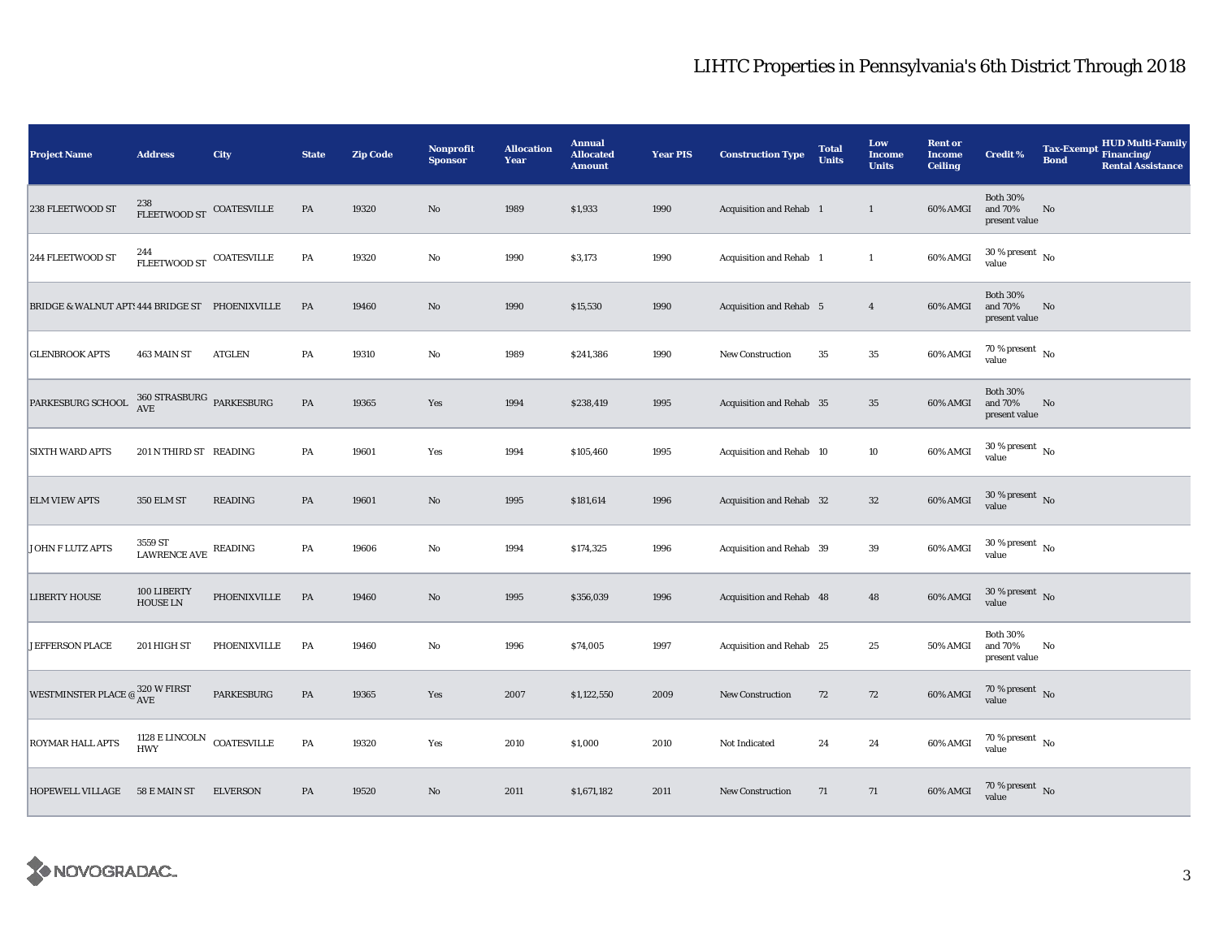# LIHTC Properties in Pennsylvania's 6th District Through 2018

| Project Name | Address | City | State | Zip Code | Nonprofit Sponsor | Allocation Year | Annual Allocated Amount | Year PIS | Construction Type | Total Units | Low Income Units | Rent or Income Ceiling | Credit % | Tax-Exempt Bond | HUD Multi-Family Financing/ Rental Assistance |
|---|---|---|---|---|---|---|---|---|---|---|---|---|---|---|---|
| 238 FLEETWOOD ST | 238 FLEETWOOD ST | COATESVILLE | PA | 19320 | No | 1989 | $1,933 | 1990 | Acquisition and Rehab | 1 | 1 | 60% AMGI | Both 30% and 70% present value | No | |
| 244 FLEETWOOD ST | 244 FLEETWOOD ST | COATESVILLE | PA | 19320 | No | 1990 | $3,173 | 1990 | Acquisition and Rehab | 1 | 1 | 60% AMGI | 30 % present value | No | |
| BRIDGE & WALNUT APTS | 444 BRIDGE ST | PHOENIXVILLE | PA | 19460 | No | 1990 | $15,530 | 1990 | Acquisition and Rehab | 5 | 4 | 60% AMGI | Both 30% and 70% present value | No | |
| GLENBROOK APTS | 463 MAIN ST | ATGLEN | PA | 19310 | No | 1989 | $241,386 | 1990 | New Construction | 35 | 35 | 60% AMGI | 70 % present value | No | |
| PARKESBURG SCHOOL | 360 STRASBURG AVE | PARKESBURG | PA | 19365 | Yes | 1994 | $238,419 | 1995 | Acquisition and Rehab | 35 | 35 | 60% AMGI | Both 30% and 70% present value | No | |
| SIXTH WARD APTS | 201 N THIRD ST | READING | PA | 19601 | Yes | 1994 | $105,460 | 1995 | Acquisition and Rehab | 10 | 10 | 60% AMGI | 30 % present value | No | |
| ELM VIEW APTS | 350 ELM ST | READING | PA | 19601 | No | 1995 | $181,614 | 1996 | Acquisition and Rehab | 32 | 32 | 60% AMGI | 30 % present value | No | |
| JOHN F LUTZ APTS | 3559 ST LAWRENCE AVE | READING | PA | 19606 | No | 1994 | $174,325 | 1996 | Acquisition and Rehab | 39 | 39 | 60% AMGI | 30 % present value | No | |
| LIBERTY HOUSE | 100 LIBERTY HOUSE LN | PHOENIXVILLE | PA | 19460 | No | 1995 | $356,039 | 1996 | Acquisition and Rehab | 48 | 48 | 60% AMGI | 30 % present value | No | |
| JEFFERSON PLACE | 201 HIGH ST | PHOENIXVILLE | PA | 19460 | No | 1996 | $74,005 | 1997 | Acquisition and Rehab | 25 | 25 | 50% AMGI | Both 30% and 70% present value | No | |
| WESTMINSTER PLACE @ | 320 W FIRST AVE | PARKESBURG | PA | 19365 | Yes | 2007 | $1,122,550 | 2009 | New Construction | 72 | 72 | 60% AMGI | 70 % present value | No | |
| ROYMAR HALL APTS | 1128 E LINCOLN HWY | COATESVILLE | PA | 19320 | Yes | 2010 | $1,000 | 2010 | Not Indicated | 24 | 24 | 60% AMGI | 70 % present value | No | |
| HOPEWELL VILLAGE | 58 E MAIN ST | ELVERSON | PA | 19520 | No | 2011 | $1,671,182 | 2011 | New Construction | 71 | 71 | 60% AMGI | 70 % present value | No | |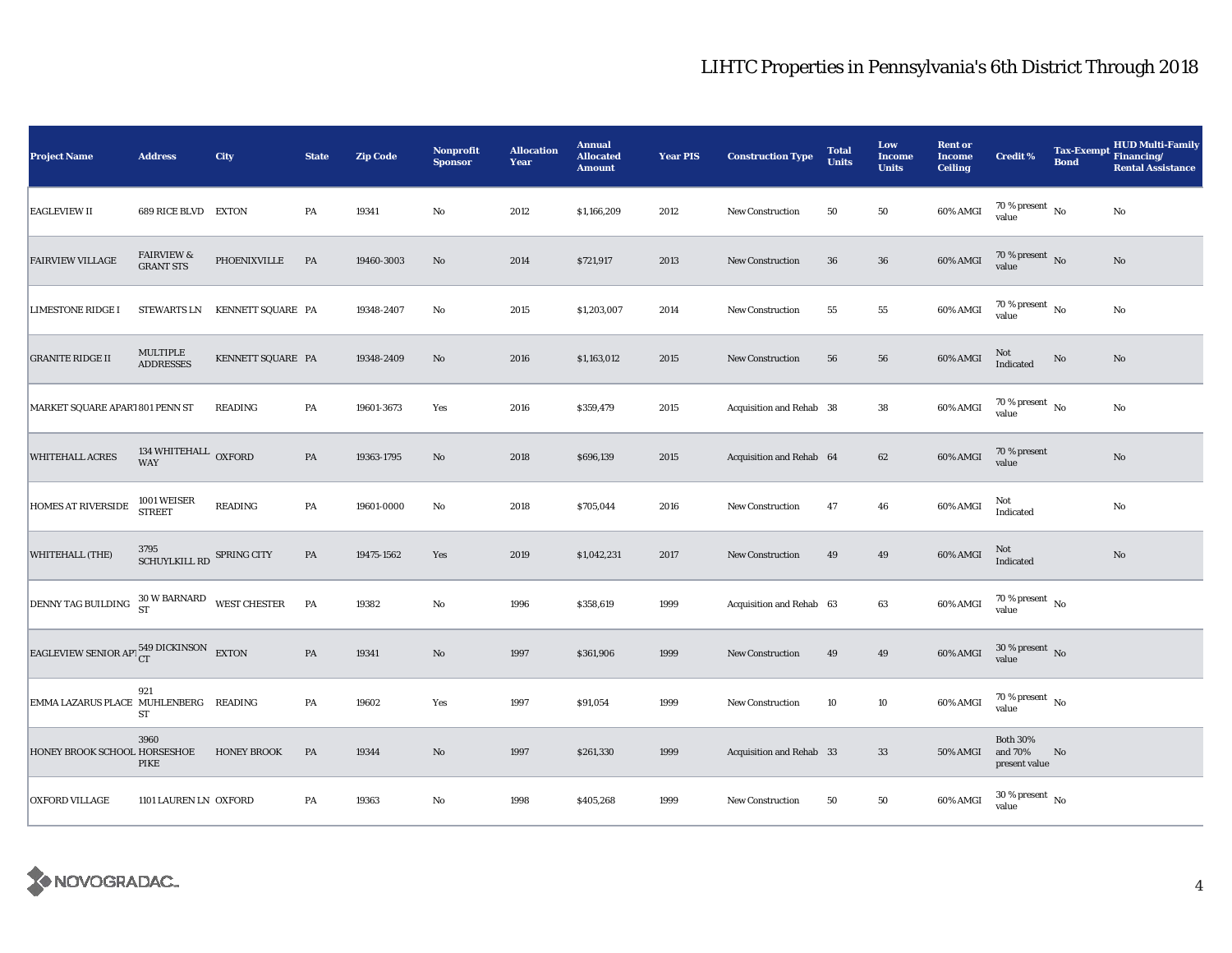# LIHTC Properties in Pennsylvania's 6th District Through 2018

| Project Name | Address | City | State | Zip Code | Nonprofit Sponsor | Allocation Year | Annual Allocated Amount | Year PIS | Construction Type | Total Units | Low Income Units | Rent or Income Ceiling | Credit % | Tax-Exempt Bond | HUD Multi-Family Financing/ Rental Assistance |
|---|---|---|---|---|---|---|---|---|---|---|---|---|---|---|---|
| EAGLEVIEW II | 689 RICE BLVD | EXTON | PA | 19341 | No | 2012 | $1,166,209 | 2012 | New Construction | 50 | 50 | 60% AMGI | 70 % present value | No | No |
| FAIRVIEW VILLAGE | FAIRVIEW & GRANT STS | PHOENIXVILLE | PA | 19460-3003 | No | 2014 | $721,917 | 2013 | New Construction | 36 | 36 | 60% AMGI | 70 % present value | No | No |
| LIMESTONE RIDGE I | STEWARTS LN | KENNETT SQUARE | PA | 19348-2407 | No | 2015 | $1,203,007 | 2014 | New Construction | 55 | 55 | 60% AMGI | 70 % present value | No | No |
| GRANITE RIDGE II | MULTIPLE ADDRESSES | KENNETT SQUARE | PA | 19348-2409 | No | 2016 | $1,163,012 | 2015 | New Construction | 56 | 56 | 60% AMGI | Not Indicated | No | No |
| MARKET SQUARE APAR' | 801 PENN ST | READING | PA | 19601-3673 | Yes | 2016 | $359,479 | 2015 | Acquisition and Rehab | 38 | 38 | 60% AMGI | 70 % present value | No | No |
| WHITEHALL ACRES | 134 WHITEHALL WAY | OXFORD | PA | 19363-1795 | No | 2018 | $696,139 | 2015 | Acquisition and Rehab | 64 | 62 | 60% AMGI | 70 % present value | | No |
| HOMES AT RIVERSIDE | 1001 WEISER STREET | READING | PA | 19601-0000 | No | 2018 | $705,044 | 2016 | New Construction | 47 | 46 | 60% AMGI | Not Indicated | | No |
| WHITEHALL (THE) | 3795 SCHUYLKILL RD | SPRING CITY | PA | 19475-1562 | Yes | 2019 | $1,042,231 | 2017 | New Construction | 49 | 49 | 60% AMGI | Not Indicated | | No |
| DENNY TAG BUILDING | 30 W BARNARD ST | WEST CHESTER | PA | 19382 | No | 1996 | $358,619 | 1999 | Acquisition and Rehab | 63 | 63 | 60% AMGI | 70 % present value | No | |
| EAGLEVIEW SENIOR AP' | 549 DICKINSON CT | EXTON | PA | 19341 | No | 1997 | $361,906 | 1999 | New Construction | 49 | 49 | 60% AMGI | 30 % present value | No | |
| EMMA LAZARUS PLACE | 921 MUHLENBERG ST | READING | PA | 19602 | Yes | 1997 | $91,054 | 1999 | New Construction | 10 | 10 | 60% AMGI | 70 % present value | No | |
| HONEY BROOK SCHOOL | 3960 HORSESHOE PIKE | HONEY BROOK | PA | 19344 | No | 1997 | $261,330 | 1999 | Acquisition and Rehab | 33 | 33 | 50% AMGI | Both 30% and 70% present value | No | |
| OXFORD VILLAGE | 1101 LAUREN LN | OXFORD | PA | 19363 | No | 1998 | $405,268 | 1999 | New Construction | 50 | 50 | 60% AMGI | 30 % present value | No | |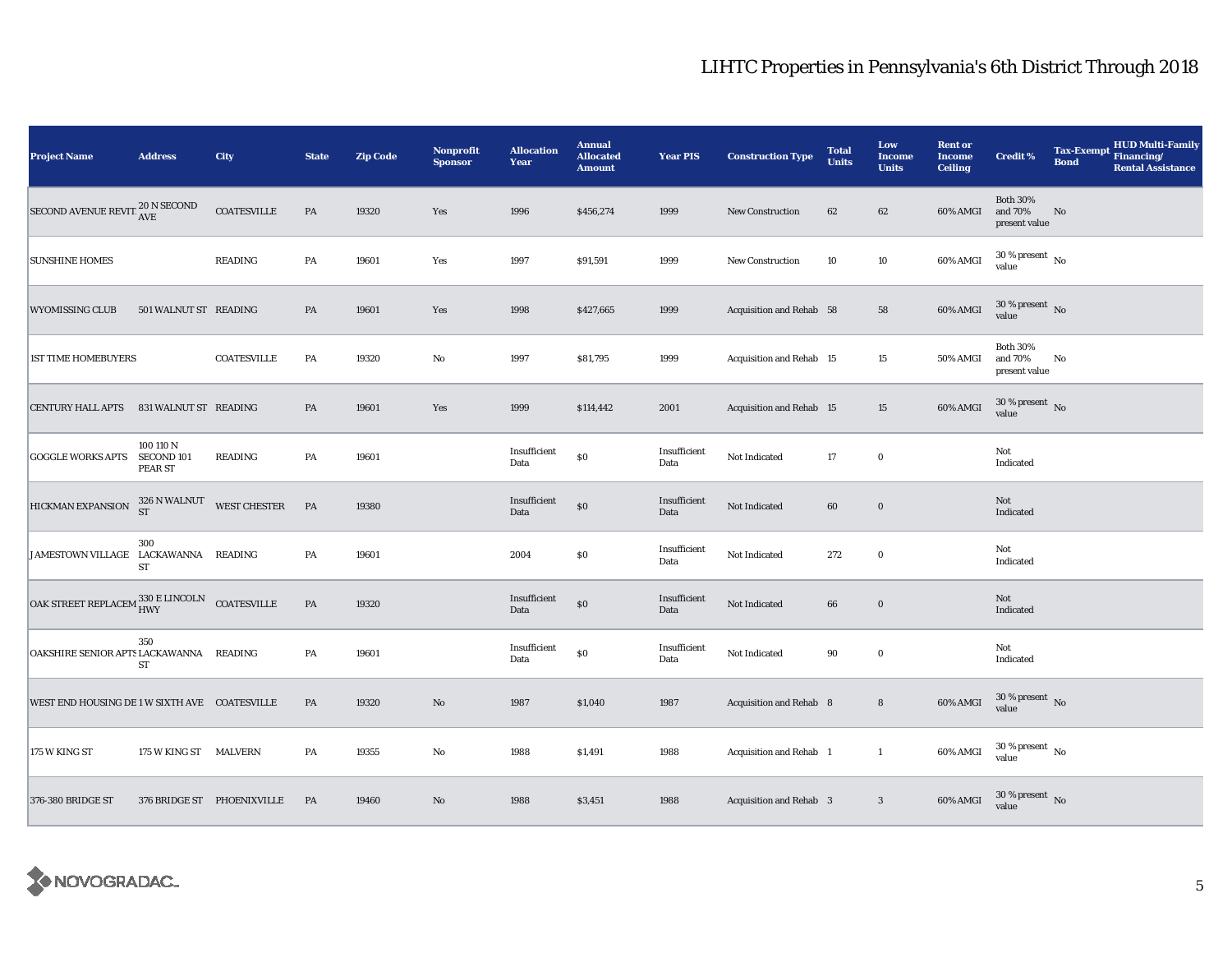# LIHTC Properties in Pennsylvania's 6th District Through 2018

| Project Name | Address | City | State | Zip Code | Nonprofit Sponsor | Allocation Year | Annual Allocated Amount | Year PIS | Construction Type | Total Units | Low Income Units | Rent or Income Ceiling | Credit % | Tax-Exempt Bond | HUD Multi-Family Financing/ Rental Assistance |
|---|---|---|---|---|---|---|---|---|---|---|---|---|---|---|---|
| SECOND AVENUE REVIT. | 20 N SECOND AVE | COATESVILLE | PA | 19320 | Yes | 1996 | $456,274 | 1999 | New Construction | 62 | 62 | 60% AMGI | Both 30% and 70% present value | No | |
| SUNSHINE HOMES | | READING | PA | 19601 | Yes | 1997 | $91,591 | 1999 | New Construction | 10 | 10 | 60% AMGI | 30 % present value | No | |
| WYOMISSING CLUB | 501 WALNUT ST | READING | PA | 19601 | Yes | 1998 | $427,665 | 1999 | Acquisition and Rehab | 58 | 58 | 60% AMGI | 30 % present value | No | |
| 1ST TIME HOMEBUYERS | | COATESVILLE | PA | 19320 | No | 1997 | $81,795 | 1999 | Acquisition and Rehab | 15 | 15 | 50% AMGI | Both 30% and 70% present value | No | |
| CENTURY HALL APTS | 831 WALNUT ST | READING | PA | 19601 | Yes | 1999 | $114,442 | 2001 | Acquisition and Rehab | 15 | 15 | 60% AMGI | 30 % present value | No | |
| GOGGLE WORKS APTS | 100 110 N SECOND 101 PEAR ST | READING | PA | 19601 | | Insufficient Data | $0 | Insufficient Data | Not Indicated | 17 | 0 | | Not Indicated | | |
| HICKMAN EXPANSION | 326 N WALNUT ST | WEST CHESTER | PA | 19380 | | Insufficient Data | $0 | Insufficient Data | Not Indicated | 60 | 0 | | Not Indicated | | |
| JAMESTOWN VILLAGE | 300 LACKAWANNA ST | READING | PA | 19601 | | 2004 | $0 | Insufficient Data | Not Indicated | 272 | 0 | | Not Indicated | | |
| OAK STREET REPLACEM | 330 E LINCOLN HWY | COATESVILLE | PA | 19320 | | Insufficient Data | $0 | Insufficient Data | Not Indicated | 66 | 0 | | Not Indicated | | |
| OAKSHIRE SENIOR APTS | 350 LACKAWANNA ST | READING | PA | 19601 | | Insufficient Data | $0 | Insufficient Data | Not Indicated | 90 | 0 | | Not Indicated | | |
| WEST END HOUSING DE | 1 W SIXTH AVE | COATESVILLE | PA | 19320 | No | 1987 | $1,040 | 1987 | Acquisition and Rehab | 8 | 8 | 60% AMGI | 30 % present value | No | |
| 175 W KING ST | 175 W KING ST | MALVERN | PA | 19355 | No | 1988 | $1,491 | 1988 | Acquisition and Rehab | 1 | 1 | 60% AMGI | 30 % present value | No | |
| 376-380 BRIDGE ST | 376 BRIDGE ST | PHOENIXVILLE | PA | 19460 | No | 1988 | $3,451 | 1988 | Acquisition and Rehab | 3 | 3 | 60% AMGI | 30 % present value | No | |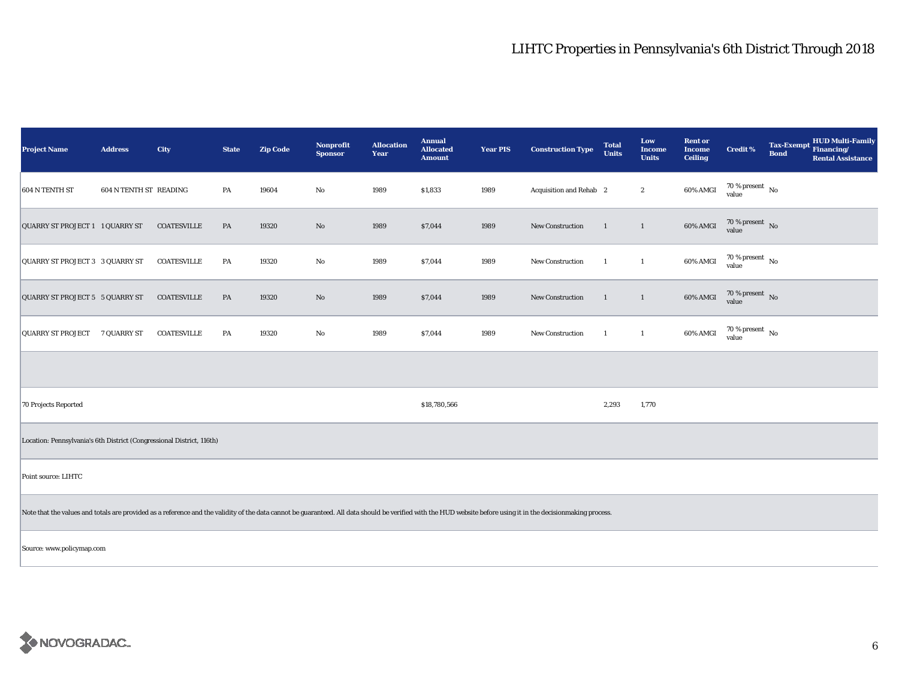# LIHTC Properties in Pennsylvania's 6th District Through 2018

| Project Name | Address | City | State | Zip Code | Nonprofit Sponsor | Allocation Year | Annual Allocated Amount | Year PIS | Construction Type | Total Units | Low Income Units | Rent or Income Ceiling | Credit % | Tax-Exempt Bond | HUD Multi-Family Financing/ Rental Assistance |
|---|---|---|---|---|---|---|---|---|---|---|---|---|---|---|---|
| 604 N TENTH ST | 604 N TENTH ST | READING | PA | 19604 | No | 1989 | $1,833 | 1989 | Acquisition and Rehab | 2 | 2 | 60% AMGI | 70 % present value | No | |
| QUARRY ST PROJECT 1 | 1 QUARRY ST | COATESVILLE | PA | 19320 | No | 1989 | $7,044 | 1989 | New Construction | 1 | 1 | 60% AMGI | 70 % present value | No | |
| QUARRY ST PROJECT 3 | 3 QUARRY ST | COATESVILLE | PA | 19320 | No | 1989 | $7,044 | 1989 | New Construction | 1 | 1 | 60% AMGI | 70 % present value | No | |
| QUARRY ST PROJECT 5 | 5 QUARRY ST | COATESVILLE | PA | 19320 | No | 1989 | $7,044 | 1989 | New Construction | 1 | 1 | 60% AMGI | 70 % present value | No | |
| QUARRY ST PROJECT | 7 QUARRY ST | COATESVILLE | PA | 19320 | No | 1989 | $7,044 | 1989 | New Construction | 1 | 1 | 60% AMGI | 70 % present value | No | |
| | | | | | | | | | | | | | | | |
| 70 Projects Reported | | | | | | | $18,780,566 | | | 2,293 | 1,770 | | | | |

Location: Pennsylvania's 6th District (Congressional District, 116th)

Point source: LIHTC

Note that the values and totals are provided as a reference and the validity of the data cannot be guaranteed. All data should be verified with the HUD website before using it in the decisionmaking process.

Source: www.policymap.com